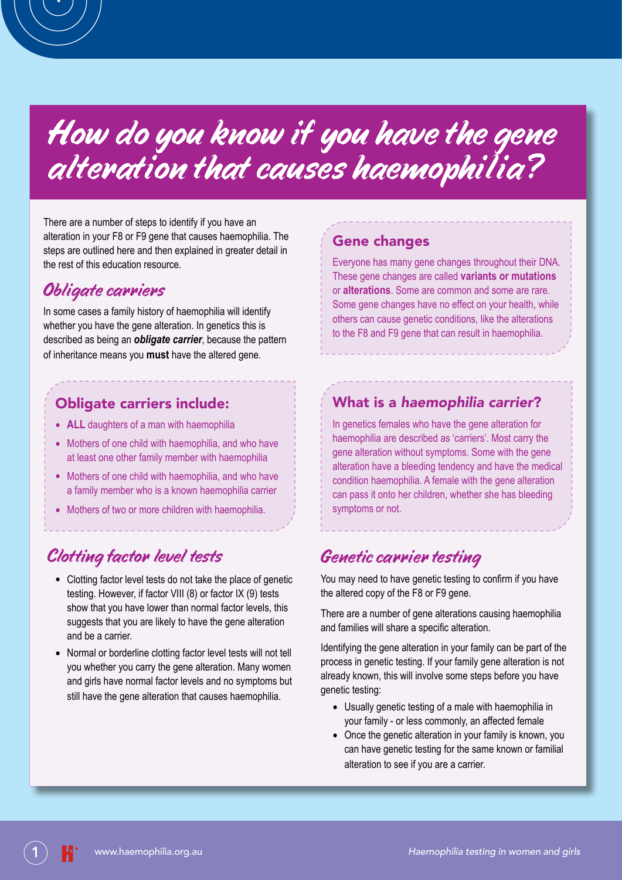# How do you know if you have the gene alteration that causes haemophilia?

There are a number of steps to identify if you have an alteration in your F8 or F9 gene that causes haemophilia. The steps are outlined here and then explained in greater detail in the rest of this education resource.

## Obligate carriers

In some cases a family history of haemophilia will identify whether you have the gene alteration. In genetics this is described as being an ***obligate carrier***, because the pattern of inheritance means you **must** have the altered gene.

### Obligate carriers include:

- **ALL** daughters of a man with haemophilia
- Mothers of one child with haemophilia, and who have at least one other family member with haemophilia
- Mothers of one child with haemophilia, and who have a family member who is a known haemophilia carrier
- Mothers of two or more children with haemophilia.

## Clotting factor level tests

- Clotting factor level tests do not take the place of genetic testing. However, if factor VIII (8) or factor IX (9) tests show that you have lower than normal factor levels, this suggests that you are likely to have the gene alteration and be a carrier.
- Normal or borderline clotting factor level tests will not tell you whether you carry the gene alteration. Many women and girls have normal factor levels and no symptoms but still have the gene alteration that causes haemophilia.

### Gene changes

Everyone has many gene changes throughout their DNA. These gene changes are called **variants or mutations** or **alterations**. Some are common and some are rare. Some gene changes have no effect on your health, while others can cause genetic conditions, like the alterations to the F8 and F9 gene that can result in haemophilia.

### What is a *haemophilia carrier*?

In genetics females who have the gene alteration for haemophilia are described as 'carriers'. Most carry the gene alteration without symptoms. Some with the gene alteration have a bleeding tendency and have the medical condition haemophilia. A female with the gene alteration can pass it onto her children, whether she has bleeding symptoms or not.

## Genetic carrier testing

You may need to have genetic testing to confirm if you have the altered copy of the F8 or F9 gene.

There are a number of gene alterations causing haemophilia and families will share a specific alteration.

Identifying the gene alteration in your family can be part of the process in genetic testing. If your family gene alteration is not already known, this will involve some steps before you have genetic testing:

- Usually genetic testing of a male with haemophilia in your family - or less commonly, an affected female
- Once the genetic alteration in your family is known, you can have genetic testing for the same known or familial alteration to see if you are a carrier.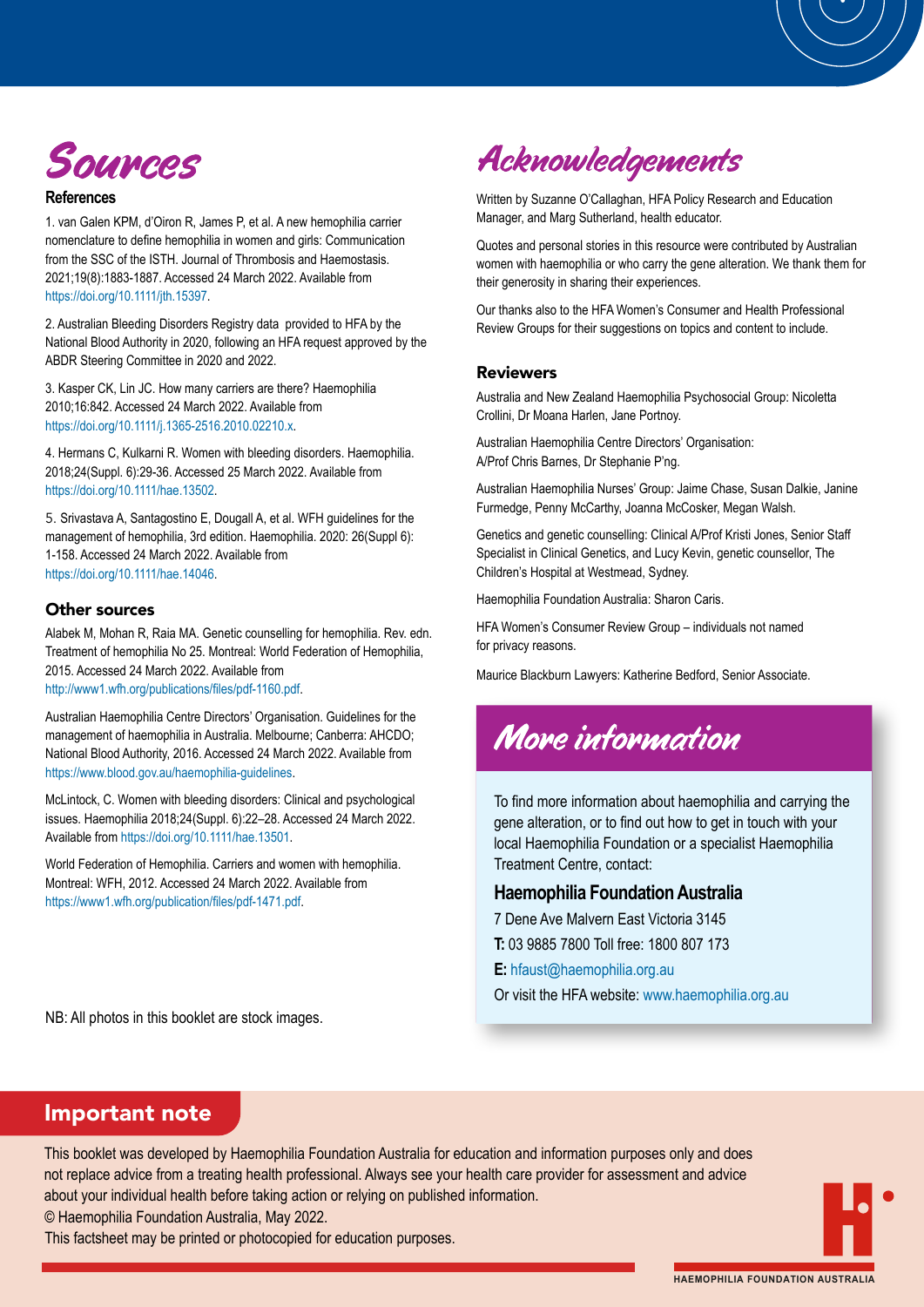# Sources

## References

1. van Galen KPM, d'Oiron R, James P, et al. A new hemophilia carrier nomenclature to define hemophilia in women and girls: Communication from the SSC of the ISTH. Journal of Thrombosis and Haemostasis. 2021;19(8):1883-1887. Accessed 24 March 2022. Available from https://doi.org/10.1111/jth.15397.

2. Australian Bleeding Disorders Registry data provided to HFA by the National Blood Authority in 2020, following an HFA request approved by the ABDR Steering Committee in 2020 and 2022.

3. Kasper CK, Lin JC. How many carriers are there? Haemophilia 2010;16:842. Accessed 24 March 2022. Available from https://doi.org/10.1111/j.1365-2516.2010.02210.x.

4. Hermans C, Kulkarni R. Women with bleeding disorders. Haemophilia. 2018;24(Suppl. 6):29-36. Accessed 25 March 2022. Available from https://doi.org/10.1111/hae.13502.

5. Srivastava A, Santagostino E, Dougall A, et al. WFH guidelines for the management of hemophilia, 3rd edition. Haemophilia. 2020: 26(Suppl 6): 1-158. Accessed 24 March 2022. Available from https://doi.org/10.1111/hae.14046.

## Other sources

Alabek M, Mohan R, Raia MA. Genetic counselling for hemophilia. Rev. edn. Treatment of hemophilia No 25. Montreal: World Federation of Hemophilia, 2015. Accessed 24 March 2022. Available from http://www1.wfh.org/publications/files/pdf-1160.pdf.

Australian Haemophilia Centre Directors' Organisation. Guidelines for the management of haemophilia in Australia. Melbourne; Canberra: AHCDO; National Blood Authority, 2016. Accessed 24 March 2022. Available from https://www.blood.gov.au/haemophilia-guidelines.

McLintock, C. Women with bleeding disorders: Clinical and psychological issues. Haemophilia 2018;24(Suppl. 6):22–28. Accessed 24 March 2022. Available from https://doi.org/10.1111/hae.13501.

World Federation of Hemophilia. Carriers and women with hemophilia. Montreal: WFH, 2012. Accessed 24 March 2022. Available from https://www1.wfh.org/publication/files/pdf-1471.pdf.

NB: All photos in this booklet are stock images.

# Acknowledgements

Written by Suzanne O'Callaghan, HFA Policy Research and Education Manager, and Marg Sutherland, health educator.

Quotes and personal stories in this resource were contributed by Australian women with haemophilia or who carry the gene alteration. We thank them for their generosity in sharing their experiences.

Our thanks also to the HFA Women's Consumer and Health Professional Review Groups for their suggestions on topics and content to include.

## Reviewers

Australia and New Zealand Haemophilia Psychosocial Group: Nicoletta Crollini, Dr Moana Harlen, Jane Portnoy.

Australian Haemophilia Centre Directors' Organisation: A/Prof Chris Barnes, Dr Stephanie P'ng.

Australian Haemophilia Nurses' Group: Jaime Chase, Susan Dalkie, Janine Furmedge, Penny McCarthy, Joanna McCosker, Megan Walsh.

Genetics and genetic counselling: Clinical A/Prof Kristi Jones, Senior Staff Specialist in Clinical Genetics, and Lucy Kevin, genetic counsellor, The Children's Hospital at Westmead, Sydney.

Haemophilia Foundation Australia: Sharon Caris.

HFA Women's Consumer Review Group – individuals not named for privacy reasons.

Maurice Blackburn Lawyers: Katherine Bedford, Senior Associate.

# More information

To find more information about haemophilia and carrying the gene alteration, or to find out how to get in touch with your local Haemophilia Foundation or a specialist Haemophilia Treatment Centre, contact:

**Haemophilia Foundation Australia**

7 Dene Ave Malvern East Victoria 3145

**T:** 03 9885 7800 Toll free: 1800 807 173

**E:** hfaust@haemophilia.org.au

Or visit the HFA website: www.haemophilia.org.au

## Important note

This booklet was developed by Haemophilia Foundation Australia for education and information purposes only and does not replace advice from a treating health professional. Always see your health care provider for assessment and advice about your individual health before taking action or relying on published information.

© Haemophilia Foundation Australia, May 2022.

This factsheet may be printed or photocopied for education purposes.

HAEMOPHILIA FOUNDATION AUSTRALIA